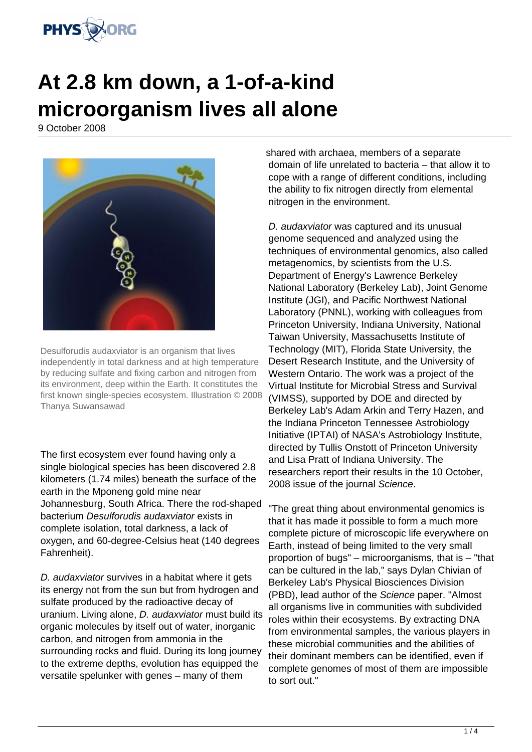# At 2.8 km down, a 1-of-a-kind microorganism lives all alone

9 October 2008

Desulforudis audaxviator is an organism that lives independently in total darkness and at high temperature by reducing sulfate and fixing carbon and nitrogen from its environment, deep within the Earth. It constitutes the first known single-species ecosystem. Illustration © 2008 Thanya Suwansawad

The first ecosystem ever found having only a single biological species has been discovered 2.8 kilometers (1.74 miles) beneath the surface of the earth in the Mponeng gold mine near Johannesburg, South Africa. There the rod-shaped bacterium *Desulforudis audaxviator* exists in complete isolation, total darkness, a lack of oxygen, and 60-degree-Celsius heat (140 degrees Fahrenheit).

*D. audaxviator* survives in a habitat where it gets its energy not from the sun but from hydrogen and sulfate produced by the radioactive decay of uranium. Living alone, *D. audaxviator* must build its organic molecules by itself out of water, inorganic carbon, and nitrogen from ammonia in the surrounding rocks and fluid. During its long journey to the extreme depths, evolution has equipped the versatile spelunker with genes – many of them shared with archaea, members of a separate domain of life unrelated to bacteria – that allow it to cope with a range of different conditions, including the ability to fix nitrogen directly from elemental nitrogen in the environment.

*D. audaxviator* was captured and its unusual genome sequenced and analyzed using the techniques of environmental genomics, also called metagenomics, by scientists from the U.S. Department of Energy's Lawrence Berkeley National Laboratory (Berkeley Lab), Joint Genome Institute (JGI), and Pacific Northwest National Laboratory (PNNL), working with colleagues from Princeton University, Indiana University, National Taiwan University, Massachusetts Institute of Technology (MIT), Florida State University, the Desert Research Institute, and the University of Western Ontario. The work was a project of the Virtual Institute for Microbial Stress and Survival (VIMSS), supported by DOE and directed by Berkeley Lab's Adam Arkin and Terry Hazen, and the Indiana Princeton Tennessee Astrobiology Initiative (IPTAI) of NASA's Astrobiology Institute, directed by Tullis Onstott of Princeton University and Lisa Pratt of Indiana University. The researchers report their results in the 10 October, 2008 issue of the journal *Science*.

"The great thing about environmental genomics is that it has made it possible to form a much more complete picture of microscopic life everywhere on Earth, instead of being limited to the very small proportion of bugs" – microorganisms, that is – "that can be cultured in the lab," says Dylan Chivian of Berkeley Lab's Physical Biosciences Division (PBD), lead author of the *Science* paper. "Almost all organisms live in communities with subdivided roles within their ecosystems. By extracting DNA from environmental samples, the various players in these microbial communities and the abilities of their dominant members can be identified, even if complete genomes of most of them are impossible to sort out."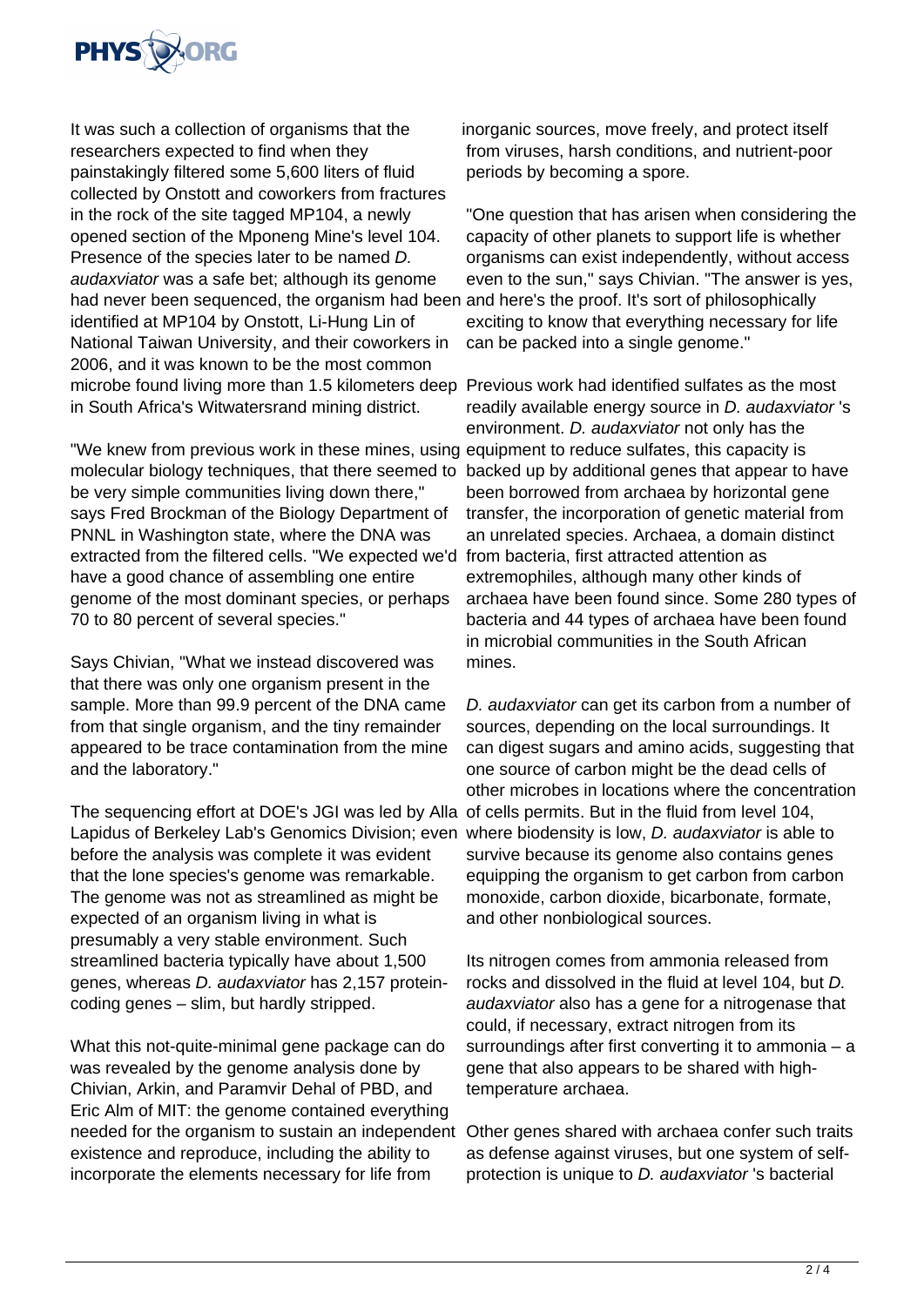It was such a collection of organisms that the researchers expected to find when they painstakingly filtered some 5,600 liters of fluid collected by Onstott and coworkers from fractures in the rock of the site tagged MP104, a newly opened section of the Mponeng Mine's level 104. Presence of the species later to be named *D. audaxviator* was a safe bet; although its genome had never been sequenced, the organism had been identified at MP104 by Onstott, Li-Hung Lin of National Taiwan University, and their coworkers in 2006, and it was known to be the most common microbe found living more than 1.5 kilometers deep in South Africa's Witwatersrand mining district.

"We knew from previous work in these mines, using molecular biology techniques, that there seemed to be very simple communities living down there," says Fred Brockman of the Biology Department of PNNL in Washington state, where the DNA was extracted from the filtered cells. "We expected we'd have a good chance of assembling one entire genome of the most dominant species, or perhaps 70 to 80 percent of several species."

Says Chivian, "What we instead discovered was that there was only one organism present in the sample. More than 99.9 percent of the DNA came from that single organism, and the tiny remainder appeared to be trace contamination from the mine and the laboratory."

The sequencing effort at DOE's JGI was led by Alla Lapidus of Berkeley Lab's Genomics Division; even before the analysis was complete it was evident that the lone species's genome was remarkable. The genome was not as streamlined as might be expected of an organism living in what is presumably a very stable environment. Such streamlined bacteria typically have about 1,500 genes, whereas *D. audaxviator* has 2,157 protein-coding genes – slim, but hardly stripped.

What this not-quite-minimal gene package can do was revealed by the genome analysis done by Chivian, Arkin, and Paramvir Dehal of PBD, and Eric Alm of MIT: the genome contained everything needed for the organism to sustain an independent existence and reproduce, including the ability to incorporate the elements necessary for life from inorganic sources, move freely, and protect itself from viruses, harsh conditions, and nutrient-poor periods by becoming a spore.

"One question that has arisen when considering the capacity of other planets to support life is whether organisms can exist independently, without access even to the sun," says Chivian. "The answer is yes, and here's the proof. It's sort of philosophically exciting to know that everything necessary for life can be packed into a single genome."

Previous work had identified sulfates as the most readily available energy source in *D. audaxviator* 's environment. *D. audaxviator* not only has the equipment to reduce sulfates, this capacity is backed up by additional genes that appear to have been borrowed from archaea by horizontal gene transfer, the incorporation of genetic material from an unrelated species. Archaea, a domain distinct from bacteria, first attracted attention as extremophiles, although many other kinds of archaea have been found since. Some 280 types of bacteria and 44 types of archaea have been found in microbial communities in the South African mines.

*D. audaxviator* can get its carbon from a number of sources, depending on the local surroundings. It can digest sugars and amino acids, suggesting that one source of carbon might be the dead cells of other microbes in locations where the concentration of cells permits. But in the fluid from level 104, where biodensity is low, *D. audaxviator* is able to survive because its genome also contains genes equipping the organism to get carbon from carbon monoxide, carbon dioxide, bicarbonate, formate, and other nonbiological sources.

Its nitrogen comes from ammonia released from rocks and dissolved in the fluid at level 104, but *D. audaxviator* also has a gene for a nitrogenase that could, if necessary, extract nitrogen from its surroundings after first converting it to ammonia – a gene that also appears to be shared with high-temperature archaea.

Other genes shared with archaea confer such traits as defense against viruses, but one system of self-protection is unique to *D. audaxviator* 's bacterial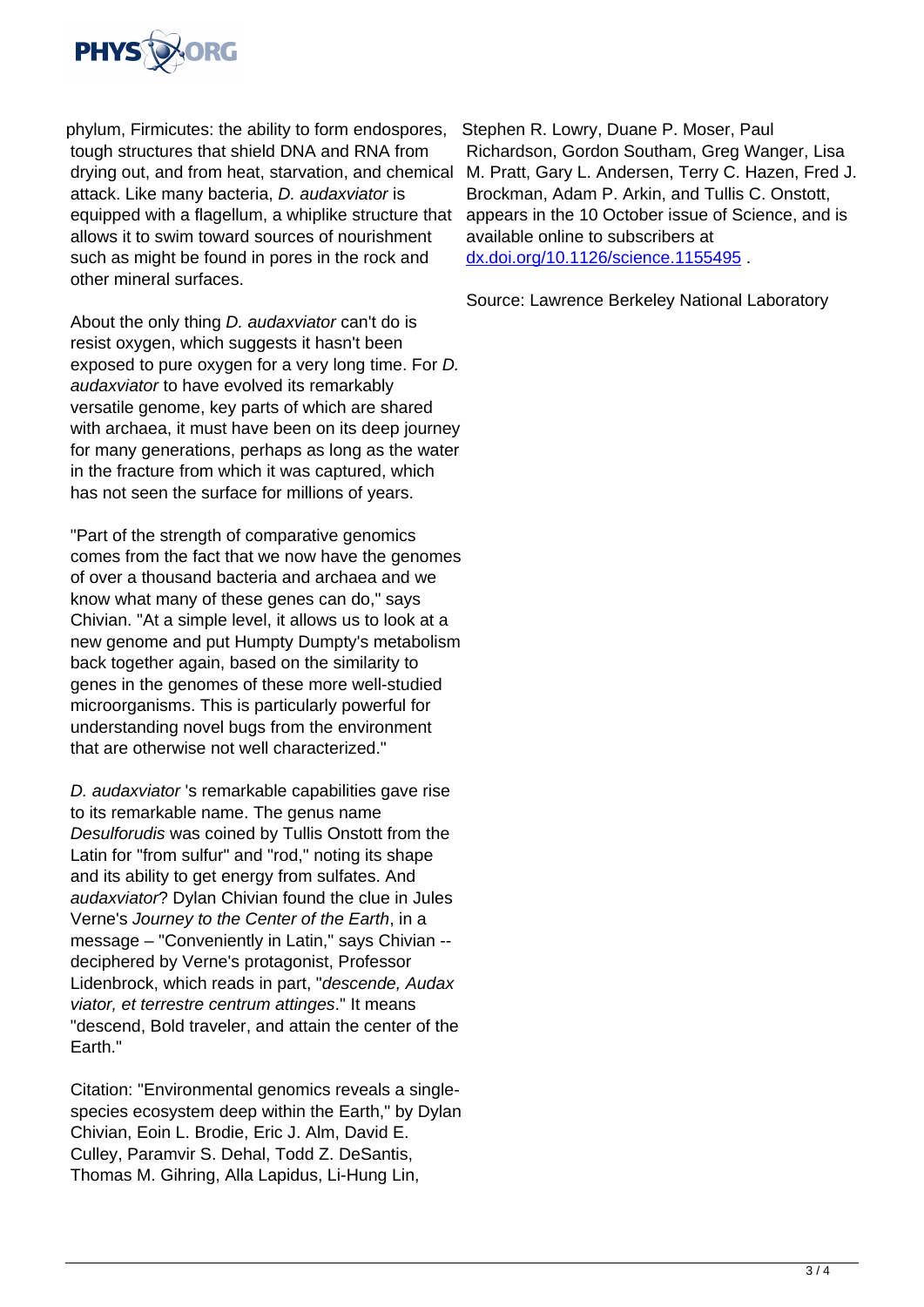phylum, Firmicutes: the ability to form endospores, tough structures that shield DNA and RNA from drying out, and from heat, starvation, and chemical attack. Like many bacteria, *D. audaxviator* is equipped with a flagellum, a whiplike structure that allows it to swim toward sources of nourishment such as might be found in pores in the rock and other mineral surfaces.

About the only thing *D. audaxviator* can't do is resist oxygen, which suggests it hasn't been exposed to pure oxygen for a very long time. For *D. audaxviator* to have evolved its remarkably versatile genome, key parts of which are shared with archaea, it must have been on its deep journey for many generations, perhaps as long as the water in the fracture from which it was captured, which has not seen the surface for millions of years.

"Part of the strength of comparative genomics comes from the fact that we now have the genomes of over a thousand bacteria and archaea and we know what many of these genes can do," says Chivian. "At a simple level, it allows us to look at a new genome and put Humpty Dumpty's metabolism back together again, based on the similarity to genes in the genomes of these more well-studied microorganisms. This is particularly powerful for understanding novel bugs from the environment that are otherwise not well characterized."

*D. audaxviator* 's remarkable capabilities gave rise to its remarkable name. The genus name *Desulforudis* was coined by Tullis Onstott from the Latin for "from sulfur" and "rod," noting its shape and its ability to get energy from sulfates. And *audaxviator*? Dylan Chivian found the clue in Jules Verne's *Journey to the Center of the Earth*, in a message – "Conveniently in Latin," says Chivian -- deciphered by Verne's protagonist, Professor Lidenbrock, which reads in part, "*descende, Audax viator, et terrestre centrum attinges*." It means "descend, Bold traveler, and attain the center of the Earth."

Citation: "Environmental genomics reveals a single-species ecosystem deep within the Earth," by Dylan Chivian, Eoin L. Brodie, Eric J. Alm, David E. Culley, Paramvir S. Dehal, Todd Z. DeSantis, Thomas M. Gihring, Alla Lapidus, Li-Hung Lin, Stephen R. Lowry, Duane P. Moser, Paul Richardson, Gordon Southam, Greg Wanger, Lisa M. Pratt, Gary L. Andersen, Terry C. Hazen, Fred J. Brockman, Adam P. Arkin, and Tullis C. Onstott, appears in the 10 October issue of Science, and is available online to subscribers at dx.doi.org/10.1126/science.1155495 .

Source: Lawrence Berkeley National Laboratory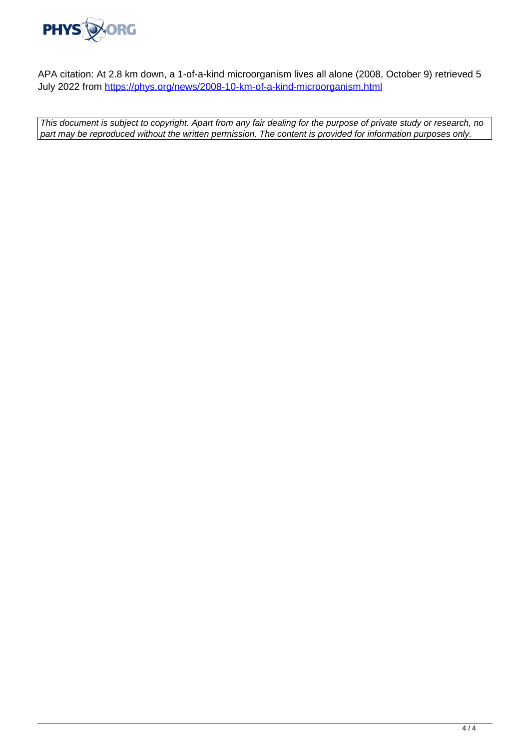APA citation: At 2.8 km down, a 1-of-a-kind microorganism lives all alone (2008, October 9) retrieved 5 July 2022 from https://phys.org/news/2008-10-km-of-a-kind-microorganism.html

*This document is subject to copyright. Apart from any fair dealing for the purpose of private study or research, no part may be reproduced without the written permission. The content is provided for information purposes only.*